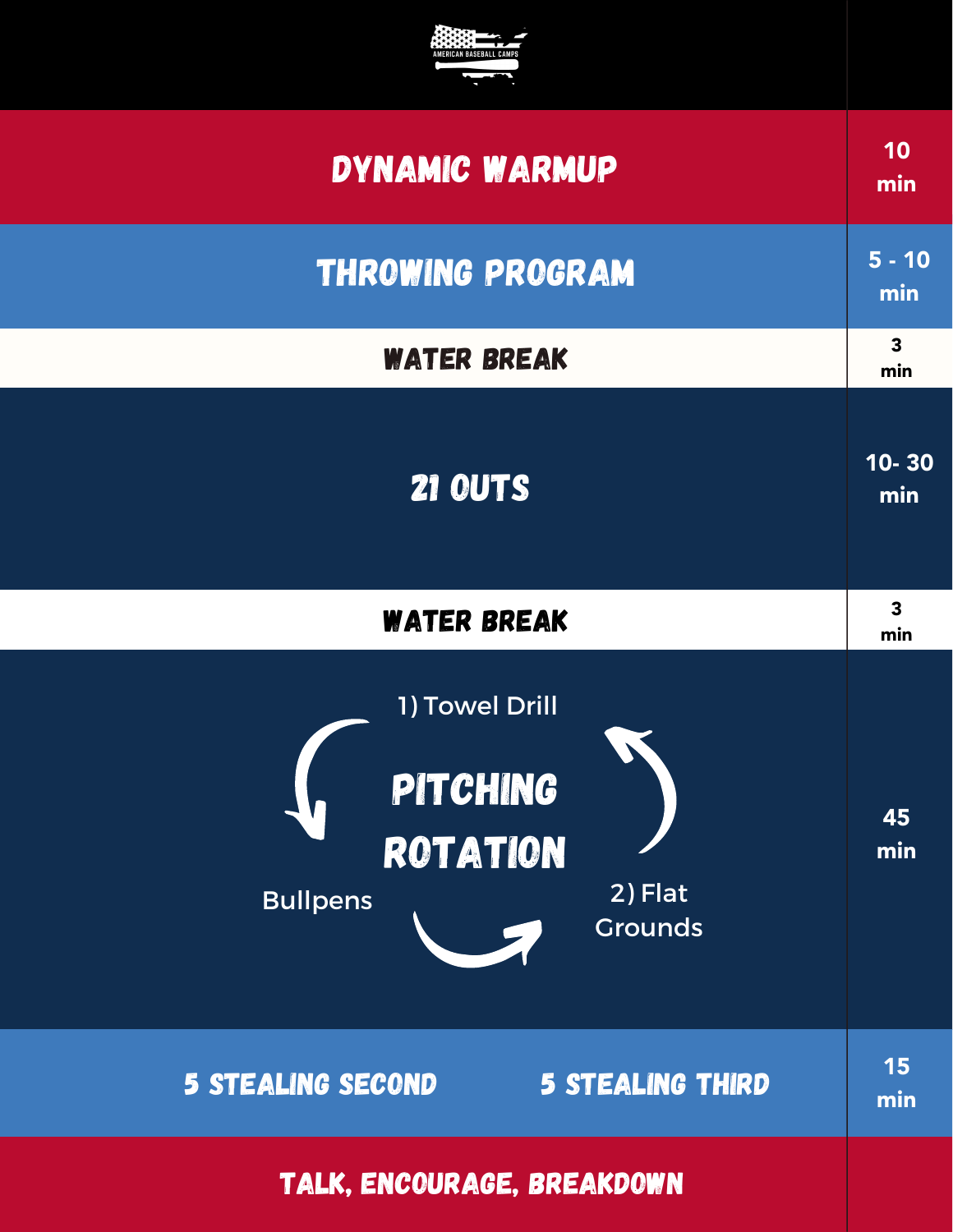AMERICAN BASEBALL CAMPS

| Activity | Time |
|---|---|
| DYNAMIC WARMUP | 10 min |
| THROWING PROGRAM | 5 - 10 min |
| WATER BREAK | 3 min |
| 21 OUTS | 10- 30 min |
| WATER BREAK | 3 min |
| PITCHING ROTATION: 1) Towel Drill → 2) Flat Grounds → Bullpens | 45 min |
| 5 STEALING SECOND / 5 STEALING THIRD | 15 min |
| TALK, ENCOURAGE, BREAKDOWN | |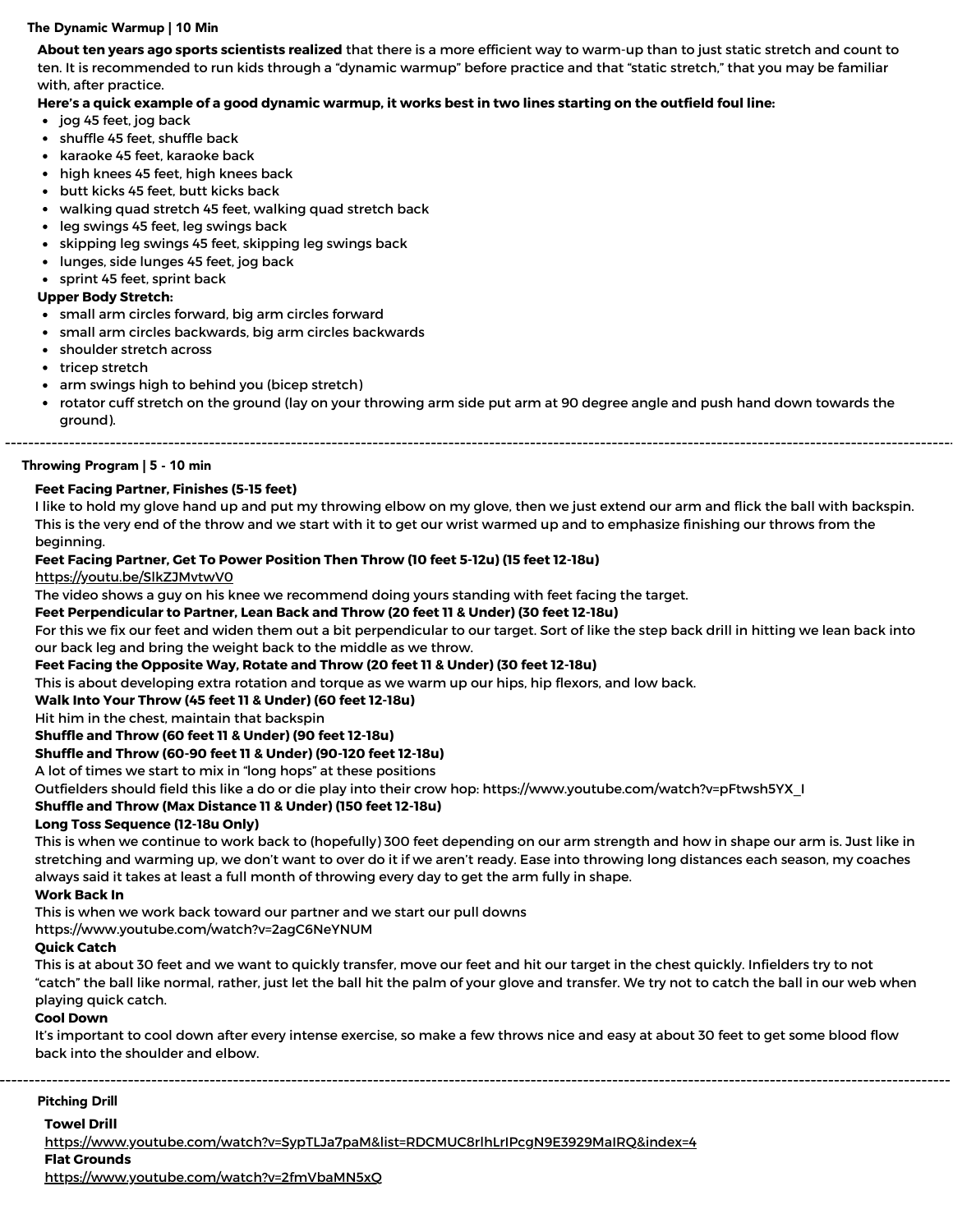## The Dynamic Warmup | 10 Min

**About ten years ago sports scientists realized** that there is a more efficient way to warm-up than to just static stretch and count to ten. It is recommended to run kids through a "dynamic warmup" before practice and that "static stretch," that you may be familiar with, after practice.

**Here's a quick example of a good dynamic warmup, it works best in two lines starting on the outfield foul line:**

- jog 45 feet, jog back
- shuffle 45 feet, shuffle back
- karaoke 45 feet, karaoke back
- high knees 45 feet, high knees back
- butt kicks 45 feet, butt kicks back
- walking quad stretch 45 feet, walking quad stretch back
- leg swings 45 feet, leg swings back
- skipping leg swings 45 feet, skipping leg swings back
- lunges, side lunges 45 feet, jog back
- sprint 45 feet, sprint back

**Upper Body Stretch:**

- small arm circles forward, big arm circles forward
- small arm circles backwards, big arm circles backwards
- shoulder stretch across
- tricep stretch
- arm swings high to behind you (bicep stretch)
- rotator cuff stretch on the ground (lay on your throwing arm side put arm at 90 degree angle and push hand down towards the ground).

---

## Throwing Program | 5 - 10 min

**Feet Facing Partner, Finishes (5-15 feet)**

I like to hold my glove hand up and put my throwing elbow on my glove, then we just extend our arm and flick the ball with backspin. This is the very end of the throw and we start with it to get our wrist warmed up and to emphasize finishing our throws from the beginning.

**Feet Facing Partner, Get To Power Position Then Throw (10 feet 5-12u) (15 feet 12-18u)**

https://youtu.be/SlkZJMvtwV0

The video shows a guy on his knee we recommend doing yours standing with feet facing the target.

**Feet Perpendicular to Partner, Lean Back and Throw (20 feet 11 & Under) (30 feet 12-18u)**

For this we fix our feet and widen them out a bit perpendicular to our target. Sort of like the step back drill in hitting we lean back into our back leg and bring the weight back to the middle as we throw.

**Feet Facing the Opposite Way, Rotate and Throw (20 feet 11 & Under) (30 feet 12-18u)**

This is about developing extra rotation and torque as we warm up our hips, hip flexors, and low back.

**Walk Into Your Throw (45 feet 11 & Under) (60 feet 12-18u)**

Hit him in the chest, maintain that backspin

**Shuffle and Throw (60 feet 11 & Under) (90 feet 12-18u)**

**Shuffle and Throw (60-90 feet 11 & Under) (90-120 feet 12-18u)**

A lot of times we start to mix in "long hops" at these positions

Outfielders should field this like a do or die play into their crow hop: https://www.youtube.com/watch?v=pFtwsh5YX_I

**Shuffle and Throw (Max Distance 11 & Under) (150 feet 12-18u)**

**Long Toss Sequence (12-18u Only)**

This is when we continue to work back to (hopefully) 300 feet depending on our arm strength and how in shape our arm is. Just like in stretching and warming up, we don't want to over do it if we aren't ready. Ease into throwing long distances each season, my coaches always said it takes at least a full month of throwing every day to get the arm fully in shape.

**Work Back In**

This is when we work back toward our partner and we start our pull downs

https://www.youtube.com/watch?v=2agC6NeYNUM

**Quick Catch**

This is at about 30 feet and we want to quickly transfer, move our feet and hit our target in the chest quickly. Infielders try to not "catch" the ball like normal, rather, just let the ball hit the palm of your glove and transfer. We try not to catch the ball in our web when playing quick catch.

**Cool Down**

It's important to cool down after every intense exercise, so make a few throws nice and easy at about 30 feet to get some blood flow back into the shoulder and elbow.

---

## Pitching Drill

**Towel Drill**

https://www.youtube.com/watch?v=SypTLJa7paM&list=RDCMUC8rlhLrIPcgN9E3929MaIRQ&index=4

**Flat Grounds**

https://www.youtube.com/watch?v=2fmVbaMN5xQ